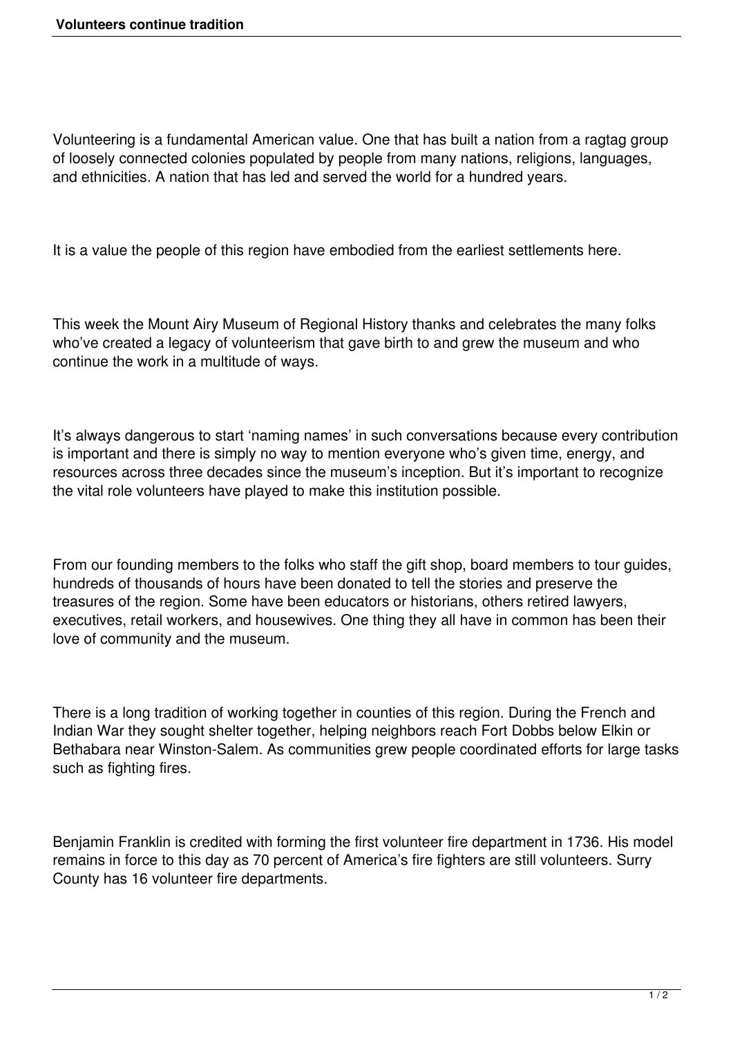Volunteering is a fundamental American value. One that has built a nation from a ragtag group of loosely connected colonies populated by people from many nations, religions, languages, and ethnicities. A nation that has led and served the world for a hundred years.

It is a value the people of this region have embodied from the earliest settlements here.

This week the Mount Airy Museum of Regional History thanks and celebrates the many folks who've created a legacy of volunteerism that gave birth to and grew the museum and who continue the work in a multitude of ways.

It's always dangerous to start 'naming names' in such conversations because every contribution is important and there is simply no way to mention everyone who's given time, energy, and resources across three decades since the museum's inception. But it's important to recognize the vital role volunteers have played to make this institution possible.

From our founding members to the folks who staff the gift shop, board members to tour guides, hundreds of thousands of hours have been donated to tell the stories and preserve the treasures of the region. Some have been educators or historians, others retired lawyers, executives, retail workers, and housewives. One thing they all have in common has been their love of community and the museum.

There is a long tradition of working together in counties of this region. During the French and Indian War they sought shelter together, helping neighbors reach Fort Dobbs below Elkin or Bethabara near Winston-Salem. As communities grew people coordinated efforts for large tasks such as fighting fires.

Benjamin Franklin is credited with forming the first volunteer fire department in 1736. His model remains in force to this day as 70 percent of America's fire fighters are still volunteers. Surry County has 16 volunteer fire departments.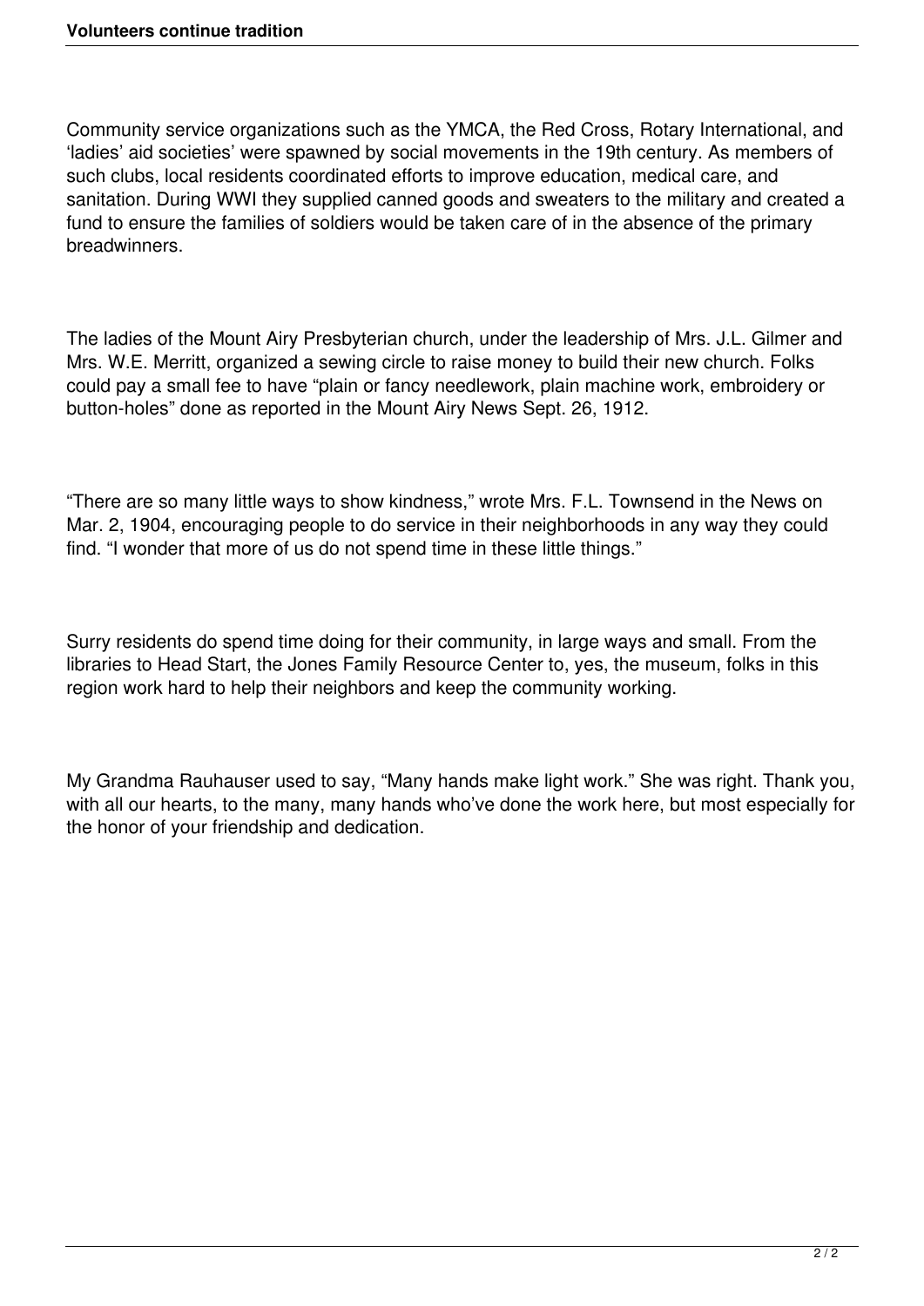Community service organizations such as the YMCA, the Red Cross, Rotary International, and 'ladies' aid societies' were spawned by social movements in the 19th century. As members of such clubs, local residents coordinated efforts to improve education, medical care, and sanitation. During WWI they supplied canned goods and sweaters to the military and created a fund to ensure the families of soldiers would be taken care of in the absence of the primary breadwinners.

The ladies of the Mount Airy Presbyterian church, under the leadership of Mrs. J.L. Gilmer and Mrs. W.E. Merritt, organized a sewing circle to raise money to build their new church. Folks could pay a small fee to have "plain or fancy needlework, plain machine work, embroidery or button-holes" done as reported in the Mount Airy News Sept. 26, 1912.

"There are so many little ways to show kindness," wrote Mrs. F.L. Townsend in the News on Mar. 2, 1904, encouraging people to do service in their neighborhoods in any way they could find. "I wonder that more of us do not spend time in these little things."

Surry residents do spend time doing for their community, in large ways and small. From the libraries to Head Start, the Jones Family Resource Center to, yes, the museum, folks in this region work hard to help their neighbors and keep the community working.

My Grandma Rauhauser used to say, "Many hands make light work." She was right. Thank you, with all our hearts, to the many, many hands who've done the work here, but most especially for the honor of your friendship and dedication.